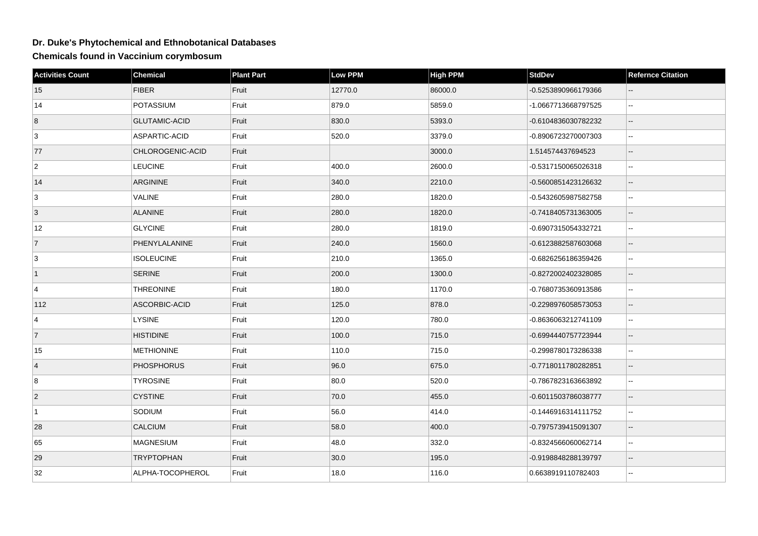# Dr. Duke's Phytochemical and Ethnobotanical Databases

## Chemicals found in Vaccinium corymbosum

| Activities Count | Chemical | Plant Part | Low PPM | High PPM | StdDev | Refernce Citation |
|---|---|---|---|---|---|---|
| 15 | FIBER | Fruit | 12770.0 | 86000.0 | -0.5253890966179366 | -- |
| 14 | POTASSIUM | Fruit | 879.0 | 5859.0 | -1.0667713668797525 | -- |
| 8 | GLUTAMIC-ACID | Fruit | 830.0 | 5393.0 | -0.6104836030782232 | -- |
| 3 | ASPARTIC-ACID | Fruit | 520.0 | 3379.0 | -0.8906723270007303 | -- |
| 77 | CHLOROGENIC-ACID | Fruit | | 3000.0 | 1.514574437694523 | -- |
| 2 | LEUCINE | Fruit | 400.0 | 2600.0 | -0.5317150065026318 | -- |
| 14 | ARGININE | Fruit | 340.0 | 2210.0 | -0.5600851423126632 | -- |
| 3 | VALINE | Fruit | 280.0 | 1820.0 | -0.5432605987582758 | -- |
| 3 | ALANINE | Fruit | 280.0 | 1820.0 | -0.7418405731363005 | -- |
| 12 | GLYCINE | Fruit | 280.0 | 1819.0 | -0.6907315054332721 | -- |
| 7 | PHENYLALANINE | Fruit | 240.0 | 1560.0 | -0.6123882587603068 | -- |
| 3 | ISOLEUCINE | Fruit | 210.0 | 1365.0 | -0.6826256186359426 | -- |
| 1 | SERINE | Fruit | 200.0 | 1300.0 | -0.8272002402328085 | -- |
| 4 | THREONINE | Fruit | 180.0 | 1170.0 | -0.7680735360913586 | -- |
| 112 | ASCORBIC-ACID | Fruit | 125.0 | 878.0 | -0.2298976058573053 | -- |
| 4 | LYSINE | Fruit | 120.0 | 780.0 | -0.8636063212741109 | -- |
| 7 | HISTIDINE | Fruit | 100.0 | 715.0 | -0.6994440757723944 | -- |
| 15 | METHIONINE | Fruit | 110.0 | 715.0 | -0.2998780173286338 | -- |
| 4 | PHOSPHORUS | Fruit | 96.0 | 675.0 | -0.7718011780282851 | -- |
| 8 | TYROSINE | Fruit | 80.0 | 520.0 | -0.7867823163663892 | -- |
| 2 | CYSTINE | Fruit | 70.0 | 455.0 | -0.6011503786038777 | -- |
| 1 | SODIUM | Fruit | 56.0 | 414.0 | -0.1446916314111752 | -- |
| 28 | CALCIUM | Fruit | 58.0 | 400.0 | -0.7975739415091307 | -- |
| 65 | MAGNESIUM | Fruit | 48.0 | 332.0 | -0.8324566060062714 | -- |
| 29 | TRYPTOPHAN | Fruit | 30.0 | 195.0 | -0.9198848288139797 | -- |
| 32 | ALPHA-TOCOPHEROL | Fruit | 18.0 | 116.0 | 0.6638919110782403 | -- |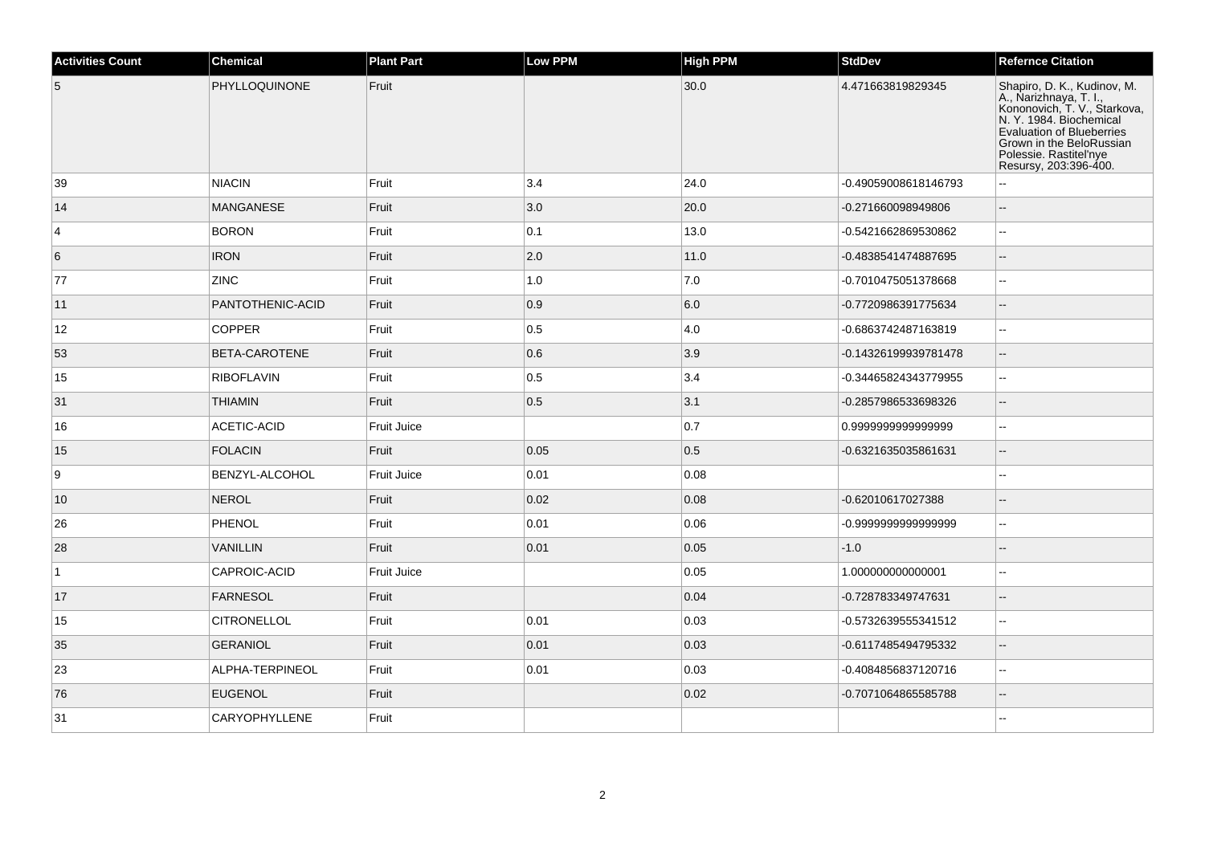| Activities Count | Chemical | Plant Part | Low PPM | High PPM | StdDev | Refernce Citation |
| --- | --- | --- | --- | --- | --- | --- |
| 5 | PHYLLOQUINONE | Fruit | | 30.0 | 4.471663819829345 | Shapiro, D. K., Kudinov, M. A., Narizhnaya, T. I., Kononovich, T. V., Starkova, N. Y. 1984. Biochemical Evaluation of Blueberries Grown in the BeloRussian Polessie. Rastitel'nye Resursy, 203:396-400. |
| 39 | NIACIN | Fruit | 3.4 | 24.0 | -0.49059008618146793 | -- |
| 14 | MANGANESE | Fruit | 3.0 | 20.0 | -0.271660098949806 | -- |
| 4 | BORON | Fruit | 0.1 | 13.0 | -0.5421662869530862 | -- |
| 6 | IRON | Fruit | 2.0 | 11.0 | -0.4838541474887695 | -- |
| 77 | ZINC | Fruit | 1.0 | 7.0 | -0.7010475051378668 | -- |
| 11 | PANTOTHENIC-ACID | Fruit | 0.9 | 6.0 | -0.7720986391775634 | -- |
| 12 | COPPER | Fruit | 0.5 | 4.0 | -0.6863742487163819 | -- |
| 53 | BETA-CAROTENE | Fruit | 0.6 | 3.9 | -0.14326199939781478 | -- |
| 15 | RIBOFLAVIN | Fruit | 0.5 | 3.4 | -0.34465824343779955 | -- |
| 31 | THIAMIN | Fruit | 0.5 | 3.1 | -0.2857986533698326 | -- |
| 16 | ACETIC-ACID | Fruit Juice | | 0.7 | 0.9999999999999999 | -- |
| 15 | FOLACIN | Fruit | 0.05 | 0.5 | -0.6321635035861631 | -- |
| 9 | BENZYL-ALCOHOL | Fruit Juice | 0.01 | 0.08 | | -- |
| 10 | NEROL | Fruit | 0.02 | 0.08 | -0.62010617027388 | -- |
| 26 | PHENOL | Fruit | 0.01 | 0.06 | -0.9999999999999999 | -- |
| 28 | VANILLIN | Fruit | 0.01 | 0.05 | -1.0 | -- |
| 1 | CAPROIC-ACID | Fruit Juice | | 0.05 | 1.000000000000001 | -- |
| 17 | FARNESOL | Fruit | | 0.04 | -0.728783349747631 | -- |
| 15 | CITRONELLOL | Fruit | 0.01 | 0.03 | -0.5732639555341512 | -- |
| 35 | GERANIOL | Fruit | 0.01 | 0.03 | -0.6117485494795332 | -- |
| 23 | ALPHA-TERPINEOL | Fruit | 0.01 | 0.03 | -0.4084856837120716 | -- |
| 76 | EUGENOL | Fruit | | 0.02 | -0.7071064865585788 | -- |
| 31 | CARYOPHYLLENE | Fruit | | | | -- |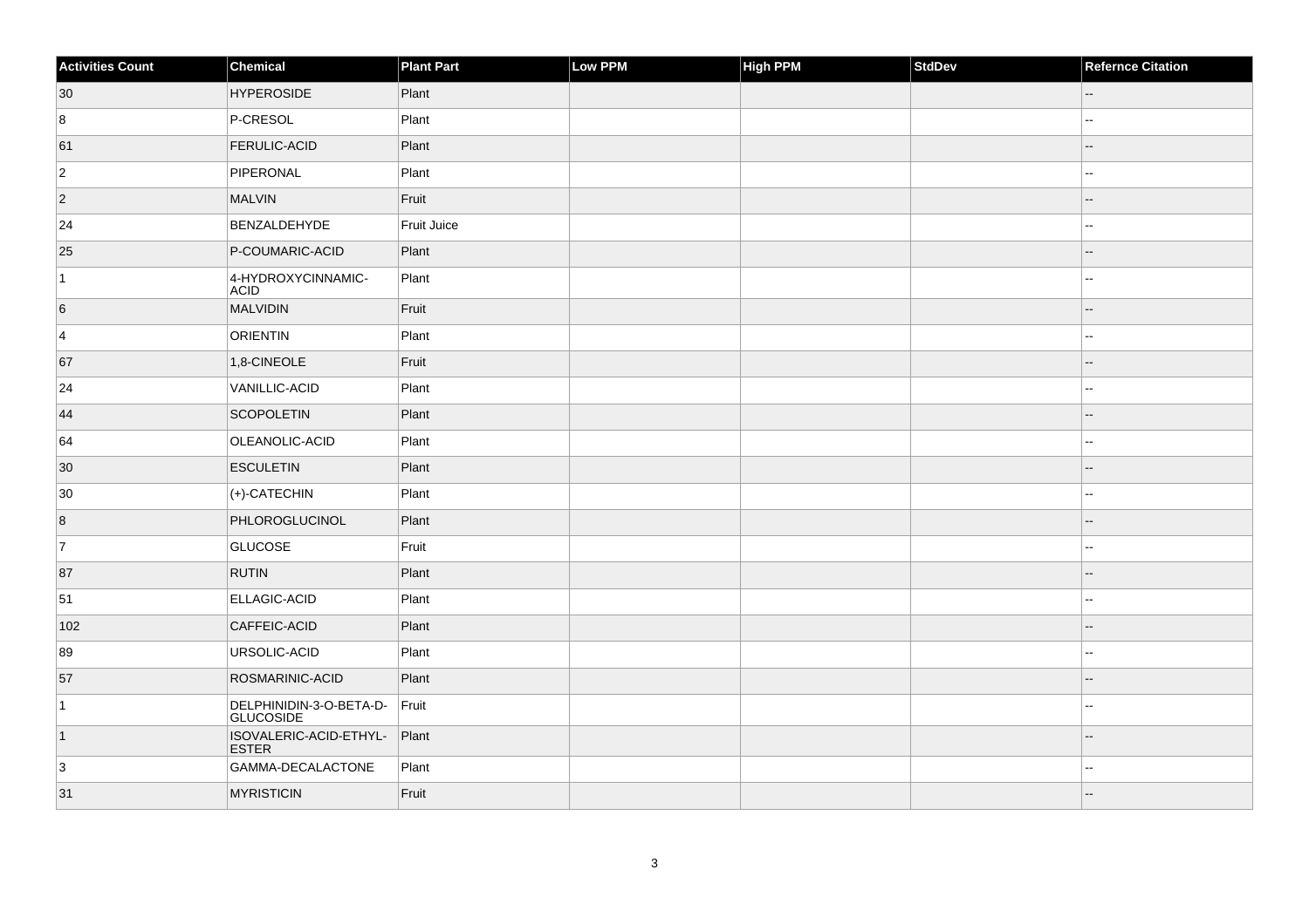| Activities Count | Chemical | Plant Part | Low PPM | High PPM | StdDev | Refernce Citation |
|---|---|---|---|---|---|---|
| 30 | HYPEROSIDE | Plant | | | | -- |
| 8 | P-CRESOL | Plant | | | | -- |
| 61 | FERULIC-ACID | Plant | | | | -- |
| 2 | PIPERONAL | Plant | | | | -- |
| 2 | MALVIN | Fruit | | | | -- |
| 24 | BENZALDEHYDE | Fruit Juice | | | | -- |
| 25 | P-COUMARIC-ACID | Plant | | | | -- |
| 1 | 4-HYDROXYCINNAMIC-ACID | Plant | | | | -- |
| 6 | MALVIDIN | Fruit | | | | -- |
| 4 | ORIENTIN | Plant | | | | -- |
| 67 | 1,8-CINEOLE | Fruit | | | | -- |
| 24 | VANILLIC-ACID | Plant | | | | -- |
| 44 | SCOPOLETIN | Plant | | | | -- |
| 64 | OLEANOLIC-ACID | Plant | | | | -- |
| 30 | ESCULETIN | Plant | | | | -- |
| 30 | (+)-CATECHIN | Plant | | | | -- |
| 8 | PHLOROGLUCINOL | Plant | | | | -- |
| 7 | GLUCOSE | Fruit | | | | -- |
| 87 | RUTIN | Plant | | | | -- |
| 51 | ELLAGIC-ACID | Plant | | | | -- |
| 102 | CAFFEIC-ACID | Plant | | | | -- |
| 89 | URSOLIC-ACID | Plant | | | | -- |
| 57 | ROSMARINIC-ACID | Plant | | | | -- |
| 1 | DELPHINIDIN-3-O-BETA-D-GLUCOSIDE | Fruit | | | | -- |
| 1 | ISOVALERIC-ACID-ETHYL-ESTER | Plant | | | | -- |
| 3 | GAMMA-DECALACTONE | Plant | | | | -- |
| 31 | MYRISTICIN | Fruit | | | | -- |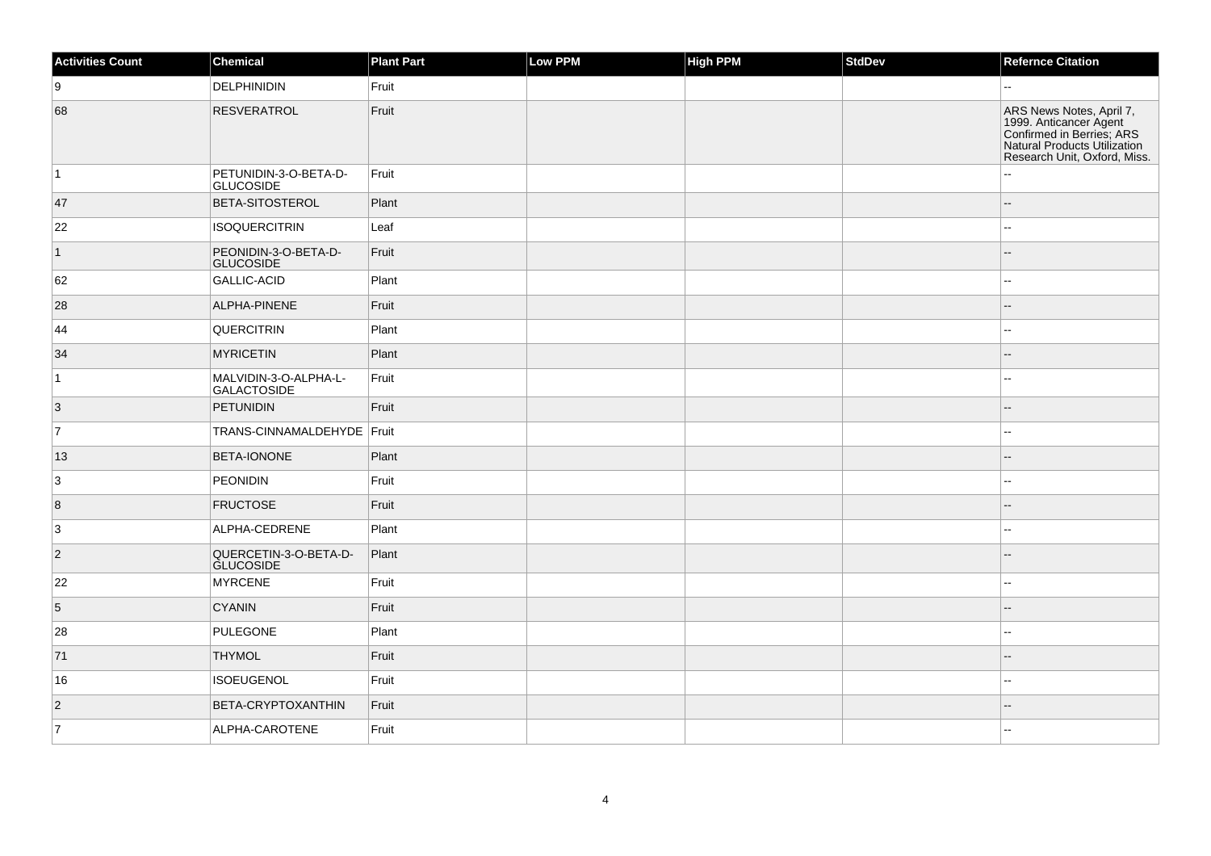| Activities Count | Chemical | Plant Part | Low PPM | High PPM | StdDev | Refernce Citation |
| --- | --- | --- | --- | --- | --- | --- |
| 9 | DELPHINIDIN | Fruit | | | | -- |
| 68 | RESVERATROL | Fruit | | | | ARS News Notes, April 7, 1999. Anticancer Agent Confirmed in Berries; ARS Natural Products Utilization Research Unit, Oxford, Miss. |
| 1 | PETUNIDIN-3-O-BETA-D-GLUCOSIDE | Fruit | | | | -- |
| 47 | BETA-SITOSTEROL | Plant | | | | -- |
| 22 | ISOQUERCITRIN | Leaf | | | | -- |
| 1 | PEONIDIN-3-O-BETA-D-GLUCOSIDE | Fruit | | | | -- |
| 62 | GALLIC-ACID | Plant | | | | -- |
| 28 | ALPHA-PINENE | Fruit | | | | -- |
| 44 | QUERCITRIN | Plant | | | | -- |
| 34 | MYRICETIN | Plant | | | | -- |
| 1 | MALVIDIN-3-O-ALPHA-L-GALACTOSIDE | Fruit | | | | -- |
| 3 | PETUNIDIN | Fruit | | | | -- |
| 7 | TRANS-CINNAMALDEHYDE | Fruit | | | | -- |
| 13 | BETA-IONONE | Plant | | | | -- |
| 3 | PEONIDIN | Fruit | | | | -- |
| 8 | FRUCTOSE | Fruit | | | | -- |
| 3 | ALPHA-CEDRENE | Plant | | | | -- |
| 2 | QUERCETIN-3-O-BETA-D-GLUCOSIDE | Plant | | | | -- |
| 22 | MYRCENE | Fruit | | | | -- |
| 5 | CYANIN | Fruit | | | | -- |
| 28 | PULEGONE | Plant | | | | -- |
| 71 | THYMOL | Fruit | | | | -- |
| 16 | ISOEUGENOL | Fruit | | | | -- |
| 2 | BETA-CRYPTOXANTHIN | Fruit | | | | -- |
| 7 | ALPHA-CAROTENE | Fruit | | | | -- |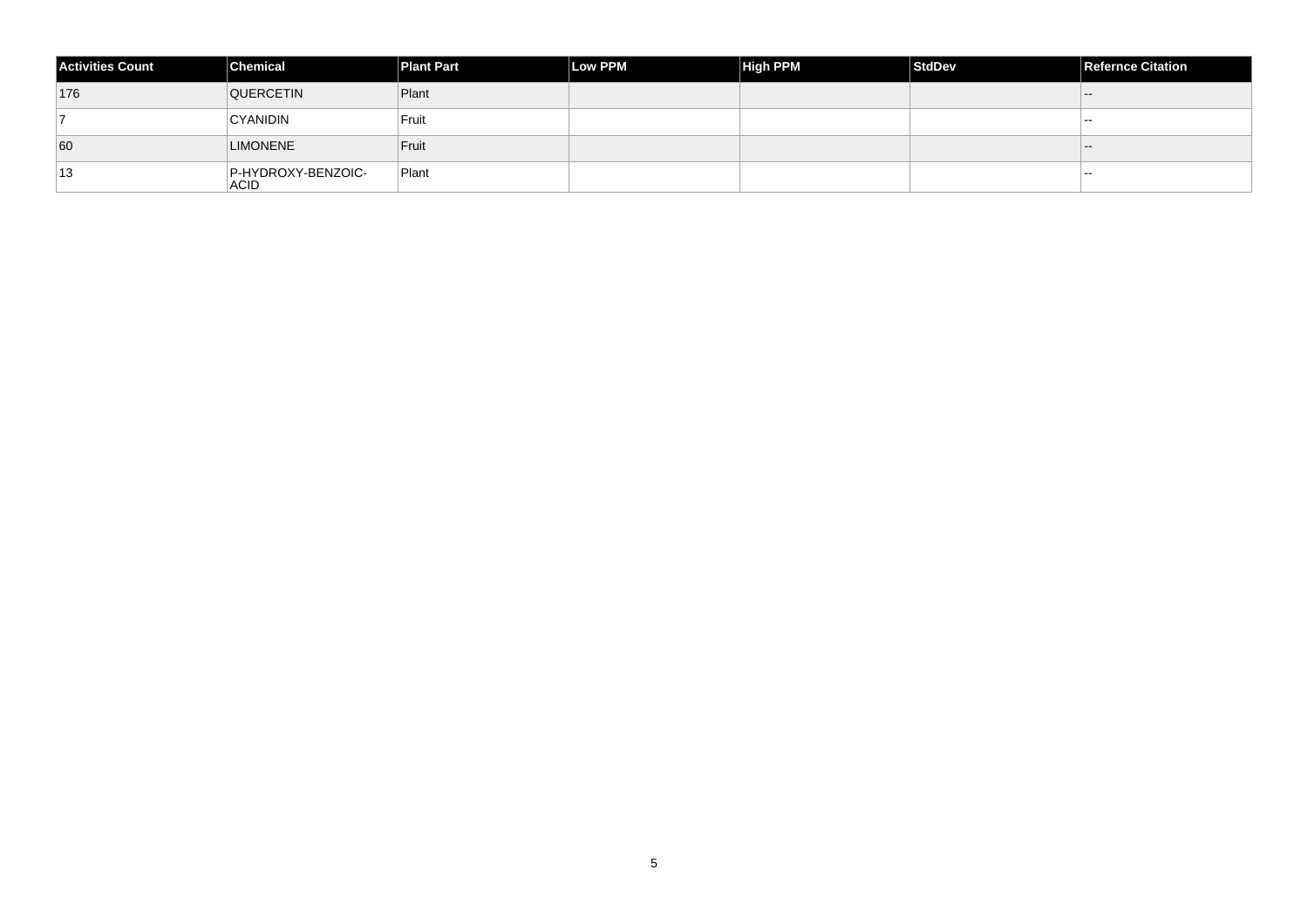| Activities Count | Chemical | Plant Part | Low PPM | High PPM | StdDev | Refernce Citation |
|---|---|---|---|---|---|---|
| 176 | QUERCETIN | Plant | | | | -- |
| 7 | CYANIDIN | Fruit | | | | -- |
| 60 | LIMONENE | Fruit | | | | -- |
| 13 | P-HYDROXY-BENZOIC-ACID | Plant | | | | -- |